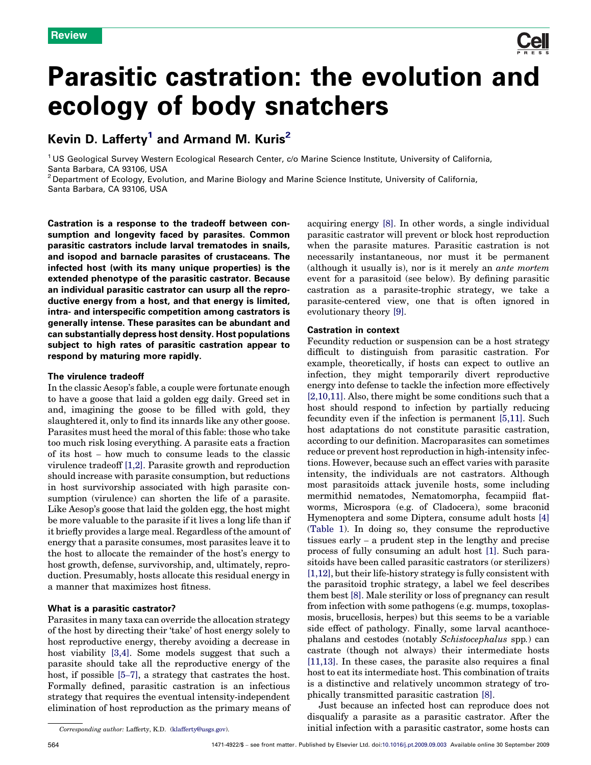Review

# Parasitic castration: the evolution and ecology of body snatchers

Kevin D. Lafferty[1] and Armand M. Kuris[2]

[1] US Geological Survey Western Ecological Research Center, c/o Marine Science Institute, University of California, Santa Barbara, CA 93106, USA

[2] Department of Ecology, Evolution, and Marine Biology and Marine Science Institute, University of California, Santa Barbara, CA 93106, USA

**Castration is a response to the tradeoff between consumption and longevity faced by parasites. Common parasitic castrators include larval trematodes in snails, and isopod and barnacle parasites of crustaceans. The infected host (with its many unique properties) is the extended phenotype of the parasitic castrator. Because an individual parasitic castrator can usurp all the reproductive energy from a host, and that energy is limited, intra- and interspecific competition among castrators is generally intense. These parasites can be abundant and can substantially depress host density. Host populations subject to high rates of parasitic castration appear to respond by maturing more rapidly.**

## The virulence tradeoff

In the classic Aesop's fable, a couple were fortunate enough to have a goose that laid a golden egg daily. Greed set in and, imagining the goose to be filled with gold, they slaughtered it, only to find its innards like any other goose. Parasites must heed the moral of this fable: those who take too much risk losing everything. A parasite eats a fraction of its host – how much to consume leads to the classic virulence tradeoff [1,2]. Parasite growth and reproduction should increase with parasite consumption, but reductions in host survivorship associated with high parasite consumption (virulence) can shorten the life of a parasite. Like Aesop's goose that laid the golden egg, the host might be more valuable to the parasite if it lives a long life than if it briefly provides a large meal. Regardless of the amount of energy that a parasite consumes, most parasites leave it to the host to allocate the remainder of the host's energy to host growth, defense, survivorship, and, ultimately, reproduction. Presumably, hosts allocate this residual energy in a manner that maximizes host fitness.

## What is a parasitic castrator?

Parasites in many taxa can override the allocation strategy of the host by directing their 'take' of host energy solely to host reproductive energy, thereby avoiding a decrease in host viability [3,4]. Some models suggest that such a parasite should take all the reproductive energy of the host, if possible [5–7], a strategy that castrates the host. Formally defined, parasitic castration is an infectious strategy that requires the eventual intensity-independent elimination of host reproduction as the primary means of acquiring energy [8]. In other words, a single individual parasitic castrator will prevent or block host reproduction when the parasite matures. Parasitic castration is not necessarily instantaneous, nor must it be permanent (although it usually is), nor is it merely an *ante mortem* event for a parasitoid (see below). By defining parasitic castration as a parasite-trophic strategy, we take a parasite-centered view, one that is often ignored in evolutionary theory [9].

## Castration in context

Fecundity reduction or suspension can be a host strategy difficult to distinguish from parasitic castration. For example, theoretically, if hosts can expect to outlive an infection, they might temporarily divert reproductive energy into defense to tackle the infection more effectively [2,10,11]. Also, there might be some conditions such that a host should respond to infection by partially reducing fecundity even if the infection is permanent [5,11]. Such host adaptations do not constitute parasitic castration, according to our definition. Macroparasites can sometimes reduce or prevent host reproduction in high-intensity infections. However, because such an effect varies with parasite intensity, the individuals are not castrators. Although most parasitoids attack juvenile hosts, some including mermithid nematodes, Nematomorpha, fecampiid flatworms, Microspora (e.g. of Cladocera), some braconid Hymenoptera and some Diptera, consume adult hosts [4] (Table 1). In doing so, they consume the reproductive tissues early – a prudent step in the lengthy and precise process of fully consuming an adult host [1]. Such parasitoids have been called parasitic castrators (or sterilizers) [1,12], but their life-history strategy is fully consistent with the parasitoid trophic strategy, a label we feel describes them best [8]. Male sterility or loss of pregnancy can result from infection with some pathogens (e.g. mumps, toxoplasmosis, brucellosis, herpes) but this seems to be a variable side effect of pathology. Finally, some larval acanthocephalans and cestodes (notably *Schistocephalus* spp.) can castrate (though not always) their intermediate hosts [11,13]. In these cases, the parasite also requires a final host to eat its intermediate host. This combination of traits is a distinctive and relatively uncommon strategy of trophically transmitted parasitic castration [8].

Just because an infected host can reproduce does not disqualify a parasite as a parasitic castrator. After the initial infection with a parasitic castrator, some hosts can

*Corresponding author:* Lafferty, K.D. (klafferty@usgs.gov).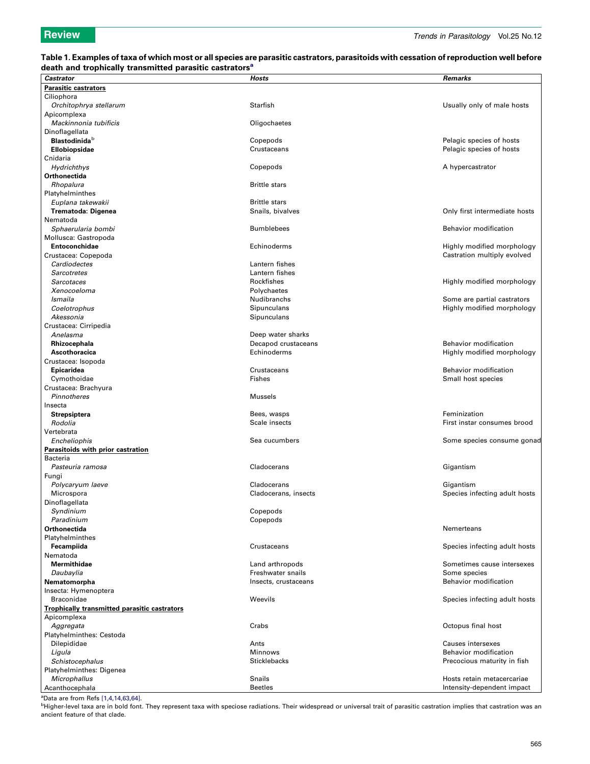**Table 1. Examples of taxa of which most or all species are parasitic castrators, parasitoids with cessation of reproduction well before death and trophically transmitted parasitic castrators[a]**

| *Castrator* | *Hosts* | *Remarks* |
|---|---|---|
| **Parasitic castrators** | | |
| Ciliophora | | |
| *Orchitophrya stellarum* | Starfish | Usually only of male hosts |
| Apicomplexa | | |
| *Mackinnonia tubificis* | Oligochaetes | |
| Dinoflagellata | | |
| **Blastodinida**[b] | Copepods | Pelagic species of hosts |
| **Ellobiopsidae** | Crustaceans | Pelagic species of hosts |
| Cnidaria | | |
| *Hydrichthys* | Copepods | A hypercastrator |
| **Orthonectida** | | |
| *Rhopalura* | Brittle stars | |
| Platyhelminthes | | |
| *Euplana takewakii* | Brittle stars | |
| **Trematoda: Digenea** | Snails, bivalves | Only first intermediate hosts |
| Nematoda | | |
| *Sphaerularia bombi* | Bumblebees | Behavior modification |
| Mollusca: Gastropoda | | |
| **Entoconchidae** | Echinoderms | Highly modified morphology |
| Crustacea: Copepoda | | Castration multiply evolved |
| *Cardiodectes* | Lantern fishes | |
| *Sarcotretes* | Lantern fishes | |
| *Sarcotaces* | Rockfishes | Highly modified morphology |
| *Xenocoeloma* | Polychaetes | |
| *Ismaila* | Nudibranchs | Some are partial castrators |
| *Coelotrophus* | Sipunculans | Highly modified morphology |
| *Akessonia* | Sipunculans | |
| Crustacea: Cirripedia | | |
| *Anelasma* | Deep water sharks | |
| **Rhizocephala** | Decapod crustaceans | Behavior modification |
| **Ascothoracica** | Echinoderms | Highly modified morphology |
| Crustacea: Isopoda | | |
| **Epicaridea** | Crustaceans | Behavior modification |
| Cymothoidae | Fishes | Small host species |
| Crustacea: Brachyura | | |
| *Pinnotheres* | Mussels | |
| Insecta | | |
| **Strepsiptera** | Bees, wasps | Feminization |
| *Rodolia* | Scale insects | First instar consumes brood |
| Vertebrata | | |
| *Encheliophis* | Sea cucumbers | Some species consume gonad |
| **Parasitoids with prior castration** | | |
| Bacteria | | |
| *Pasteuria ramosa* | Cladocerans | Gigantism |
| Fungi | | |
| *Polycaryum laeve* | Cladocerans | Gigantism |
| Microspora | Cladocerans, insects | Species infecting adult hosts |
| Dinoflagellata | | |
| *Syndinium* | Copepods | |
| *Paradinium* | Copepods | |
| **Orthonectida** | | Nemerteans |
| Platyhelminthes | | |
| **Fecampiida** | Crustaceans | Species infecting adult hosts |
| Nematoda | | |
| **Mermithidae** | Land arthropods | Sometimes cause intersexes |
| *Daubaylia* | Freshwater snails | Some species |
| **Nematomorpha** | Insects, crustaceans | Behavior modification |
| Insecta: Hymenoptera | | |
| Braconidae | Weevils | Species infecting adult hosts |
| **Trophically transmitted parasitic castrators** | | |
| Apicomplexa | | |
| *Aggregata* | Crabs | Octopus final host |
| Platyhelminthes: Cestoda | | |
| Dilepididae | Ants | Causes intersexes |
| *Ligula* | Minnows | Behavior modification |
| *Schistocephalus* | Sticklebacks | Precocious maturity in fish |
| Platyhelminthes: Digenea | | |
| *Microphallus* | Snails | Hosts retain metacercariae |
| Acanthocephala | Beetles | Intensity-dependent impact |

[a]Data are from Refs [1,4,14,63,64].

[b]Higher-level taxa are in bold font. They represent taxa with speciose radiations. Their widespread or universal trait of parasitic castration implies that castration was an ancient feature of that clade.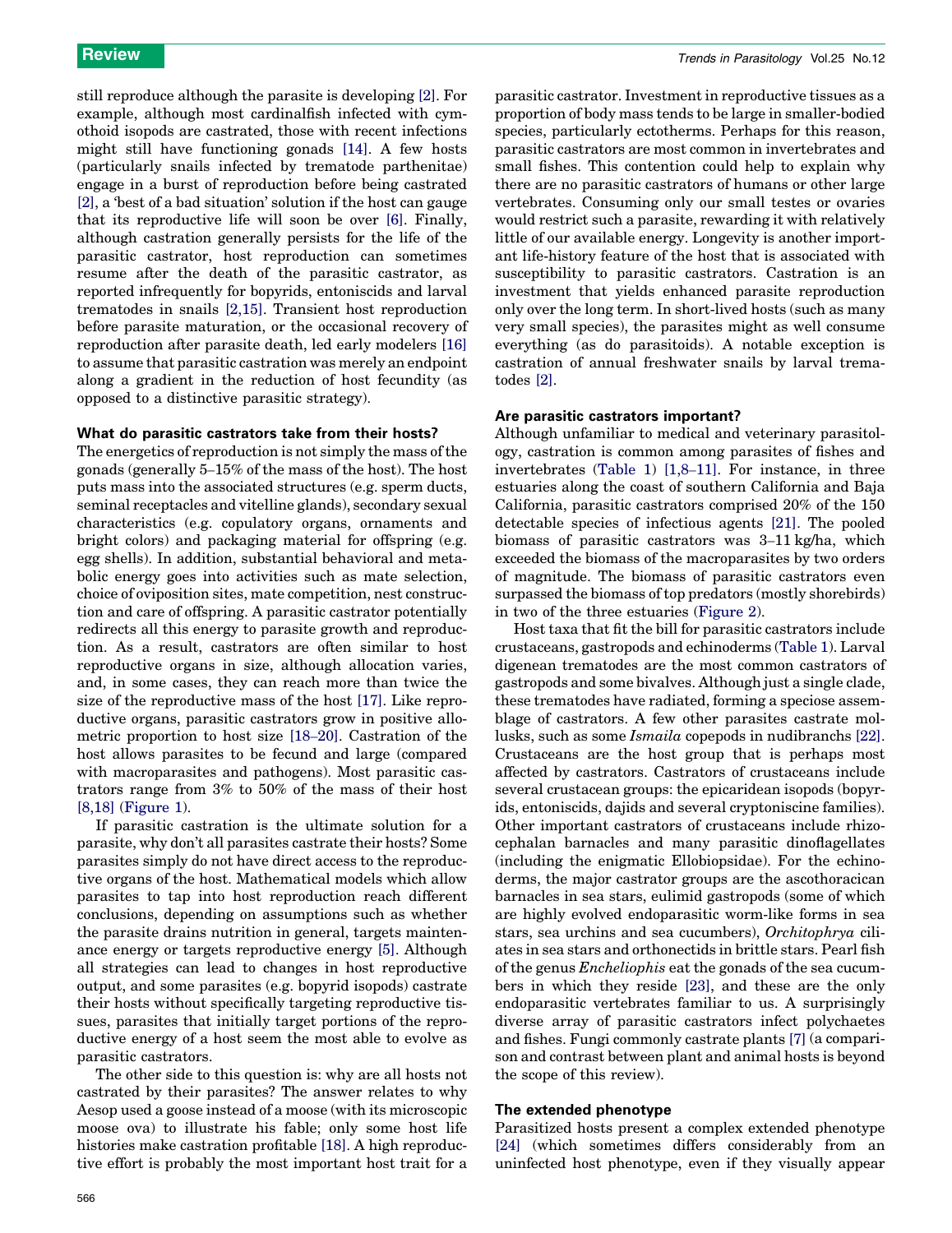still reproduce although the parasite is developing [2]. For example, although most cardinalfish infected with cymothoid isopods are castrated, those with recent infections might still have functioning gonads [14]. A few hosts (particularly snails infected by trematode parthenitae) engage in a burst of reproduction before being castrated [2], a 'best of a bad situation' solution if the host can gauge that its reproductive life will soon be over [6]. Finally, although castration generally persists for the life of the parasitic castrator, host reproduction can sometimes resume after the death of the parasitic castrator, as reported infrequently for bopyrids, entoniscids and larval trematodes in snails [2,15]. Transient host reproduction before parasite maturation, or the occasional recovery of reproduction after parasite death, led early modelers [16] to assume that parasitic castration was merely an endpoint along a gradient in the reduction of host fecundity (as opposed to a distinctive parasitic strategy).

### What do parasitic castrators take from their hosts?

The energetics of reproduction is not simply the mass of the gonads (generally 5–15% of the mass of the host). The host puts mass into the associated structures (e.g. sperm ducts, seminal receptacles and vitelline glands), secondary sexual characteristics (e.g. copulatory organs, ornaments and bright colors) and packaging material for offspring (e.g. egg shells). In addition, substantial behavioral and metabolic energy goes into activities such as mate selection, choice of oviposition sites, mate competition, nest construction and care of offspring. A parasitic castrator potentially redirects all this energy to parasite growth and reproduction. As a result, castrators are often similar to host reproductive organs in size, although allocation varies, and, in some cases, they can reach more than twice the size of the reproductive mass of the host [17]. Like reproductive organs, parasitic castrators grow in positive allometric proportion to host size [18–20]. Castration of the host allows parasites to be fecund and large (compared with macroparasites and pathogens). Most parasitic castrators range from 3% to 50% of the mass of their host [8,18] (Figure 1).

If parasitic castration is the ultimate solution for a parasite, why don't all parasites castrate their hosts? Some parasites simply do not have direct access to the reproductive organs of the host. Mathematical models which allow parasites to tap into host reproduction reach different conclusions, depending on assumptions such as whether the parasite drains nutrition in general, targets maintenance energy or targets reproductive energy [5]. Although all strategies can lead to changes in host reproductive output, and some parasites (e.g. bopyrid isopods) castrate their hosts without specifically targeting reproductive tissues, parasites that initially target portions of the reproductive energy of a host seem the most able to evolve as parasitic castrators.

The other side to this question is: why are all hosts not castrated by their parasites? The answer relates to why Aesop used a goose instead of a moose (with its microscopic moose ova) to illustrate his fable; only some host life histories make castration profitable [18]. A high reproductive effort is probably the most important host trait for a parasitic castrator. Investment in reproductive tissues as a proportion of body mass tends to be large in smaller-bodied species, particularly ectotherms. Perhaps for this reason, parasitic castrators are most common in invertebrates and small fishes. This contention could help to explain why there are no parasitic castrators of humans or other large vertebrates. Consuming only our small testes or ovaries would restrict such a parasite, rewarding it with relatively little of our available energy. Longevity is another important life-history feature of the host that is associated with susceptibility to parasitic castrators. Castration is an investment that yields enhanced parasite reproduction only over the long term. In short-lived hosts (such as many very small species), the parasites might as well consume everything (as do parasitoids). A notable exception is castration of annual freshwater snails by larval trematodes [2].

### Are parasitic castrators important?

Although unfamiliar to medical and veterinary parasitology, castration is common among parasites of fishes and invertebrates (Table 1) [1,8–11]. For instance, in three estuaries along the coast of southern California and Baja California, parasitic castrators comprised 20% of the 150 detectable species of infectious agents [21]. The pooled biomass of parasitic castrators was 3–11 kg/ha, which exceeded the biomass of the macroparasites by two orders of magnitude. The biomass of parasitic castrators even surpassed the biomass of top predators (mostly shorebirds) in two of the three estuaries (Figure 2).

Host taxa that fit the bill for parasitic castrators include crustaceans, gastropods and echinoderms (Table 1). Larval digenean trematodes are the most common castrators of gastropods and some bivalves. Although just a single clade, these trematodes have radiated, forming a speciose assemblage of castrators. A few other parasites castrate mollusks, such as some *Ismaila* copepods in nudibranchs [22]. Crustaceans are the host group that is perhaps most affected by castrators. Castrators of crustaceans include several crustacean groups: the epicaridean isopods (bopyrids, entoniscids, dajids and several cryptoniscine families). Other important castrators of crustaceans include rhizocephalan barnacles and many parasitic dinoflagellates (including the enigmatic Ellobiopsidae). For the echinoderms, the major castrator groups are the ascothoracican barnacles in sea stars, eulimid gastropods (some of which are highly evolved endoparasitic worm-like forms in sea stars, sea urchins and sea cucumbers), *Orchitophrya* ciliates in sea stars and orthonectids in brittle stars. Pearl fish of the genus *Encheliophis* eat the gonads of the sea cucumbers in which they reside [23], and these are the only endoparasitic vertebrates familiar to us. A surprisingly diverse array of parasitic castrators infect polychaetes and fishes. Fungi commonly castrate plants [7] (a comparison and contrast between plant and animal hosts is beyond the scope of this review).

### The extended phenotype

Parasitized hosts present a complex extended phenotype [24] (which sometimes differs considerably from an uninfected host phenotype, even if they visually appear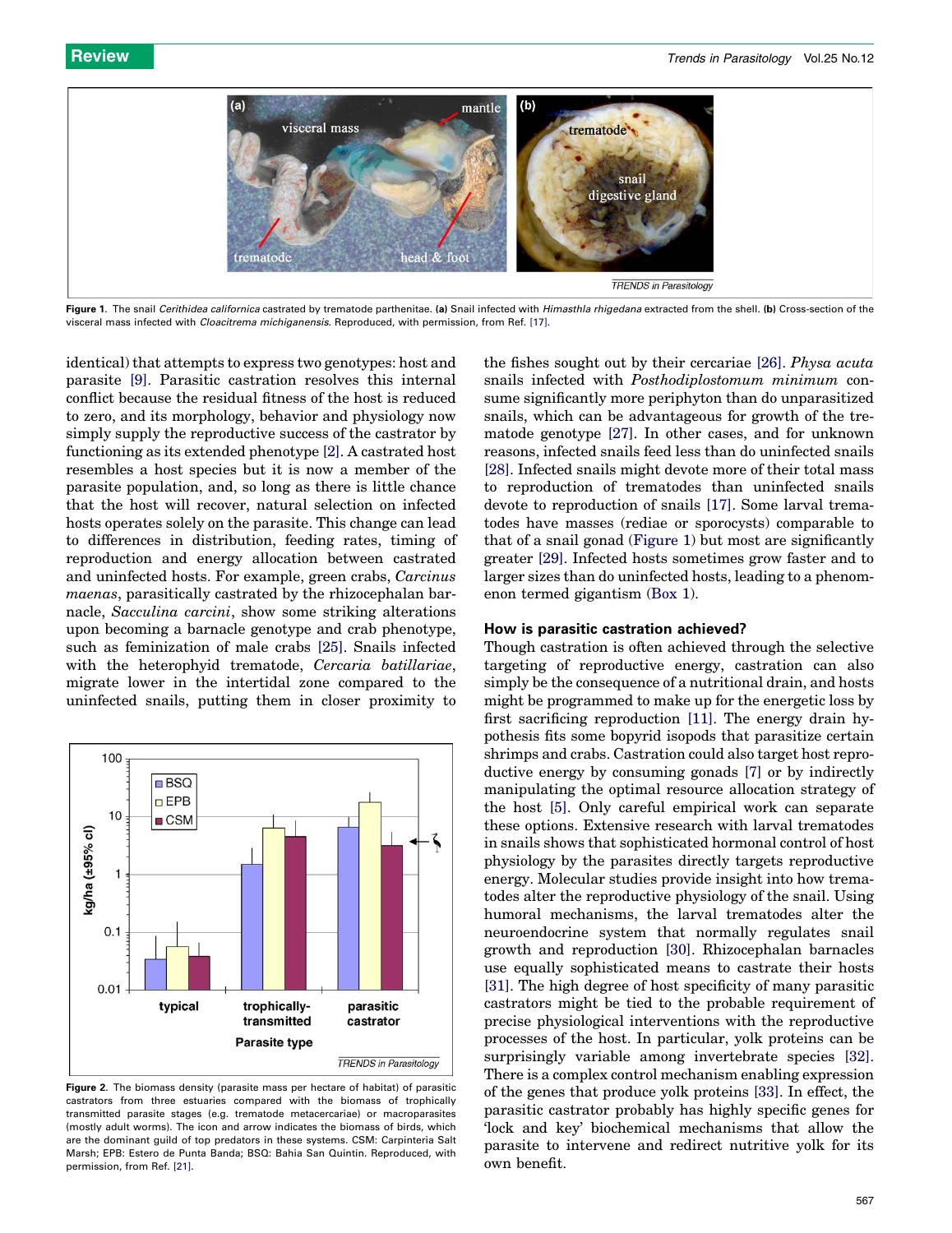Figure 1. The snail *Cerithidea californica* castrated by trematode parthenitae. **(a)** Snail infected with *Himasthla rhigedana* extracted from the shell. **(b)** Cross-section of the visceral mass infected with *Cloacitrema michiganensis*. Reproduced, with permission, from Ref. [17].

identical) that attempts to express two genotypes: host and parasite [9]. Parasitic castration resolves this internal conflict because the residual fitness of the host is reduced to zero, and its morphology, behavior and physiology now simply supply the reproductive success of the castrator by functioning as its extended phenotype [2]. A castrated host resembles a host species but it is now a member of the parasite population, and, so long as there is little chance that the host will recover, natural selection on infected hosts operates solely on the parasite. This change can lead to differences in distribution, feeding rates, timing of reproduction and energy allocation between castrated and uninfected hosts. For example, green crabs, *Carcinus maenas*, parasitically castrated by the rhizocephalan barnacle, *Sacculina carcini*, show some striking alterations upon becoming a barnacle genotype and crab phenotype, such as feminization of male crabs [25]. Snails infected with the heterophyid trematode, *Cercaria batillariae*, migrate lower in the intertidal zone compared to the uninfected snails, putting them in closer proximity to the fishes sought out by their cercariae [26]. *Physa acuta* snails infected with *Posthodiplostomum minimum* consume significantly more periphyton than do unparasitized snails, which can be advantageous for growth of the trematode genotype [27]. In other cases, and for unknown reasons, infected snails feed less than do uninfected snails [28]. Infected snails might devote more of their total mass to reproduction of trematodes than uninfected snails devote to reproduction of snails [17]. Some larval trematodes have masses (rediae or sporocysts) comparable to that of a snail gonad (Figure 1) but most are significantly greater [29]. Infected hosts sometimes grow faster and to larger sizes than do uninfected hosts, leading to a phenomenon termed gigantism (Box 1).

Figure 2. The biomass density (parasite mass per hectare of habitat) of parasitic castrators from three estuaries compared with the biomass of trophically transmitted parasite stages (e.g. trematode metacercariae) or macroparasites (mostly adult worms). The icon and arrow indicates the biomass of birds, which are the dominant guild of top predators in these systems. CSM: Carpinteria Salt Marsh; EPB: Estero de Punta Banda; BSQ: Bahia San Quintin. Reproduced, with permission, from Ref. [21].

## How is parasitic castration achieved?

Though castration is often achieved through the selective targeting of reproductive energy, castration can also simply be the consequence of a nutritional drain, and hosts might be programmed to make up for the energetic loss by first sacrificing reproduction [11]. The energy drain hypothesis fits some bopyrid isopods that parasitize certain shrimps and crabs. Castration could also target host reproductive energy by consuming gonads [7] or by indirectly manipulating the optimal resource allocation strategy of the host [5]. Only careful empirical work can separate these options. Extensive research with larval trematodes in snails shows that sophisticated hormonal control of host physiology by the parasites directly targets reproductive energy. Molecular studies provide insight into how trematodes alter the reproductive physiology of the snail. Using humoral mechanisms, the larval trematodes alter the neuroendocrine system that normally regulates snail growth and reproduction [30]. Rhizocephalan barnacles use equally sophisticated means to castrate their hosts [31]. The high degree of host specificity of many parasitic castrators might be tied to the probable requirement of precise physiological interventions with the reproductive processes of the host. In particular, yolk proteins can be surprisingly variable among invertebrate species [32]. There is a complex control mechanism enabling expression of the genes that produce yolk proteins [33]. In effect, the parasitic castrator probably has highly specific genes for 'lock and key' biochemical mechanisms that allow the parasite to intervene and redirect nutritive yolk for its own benefit.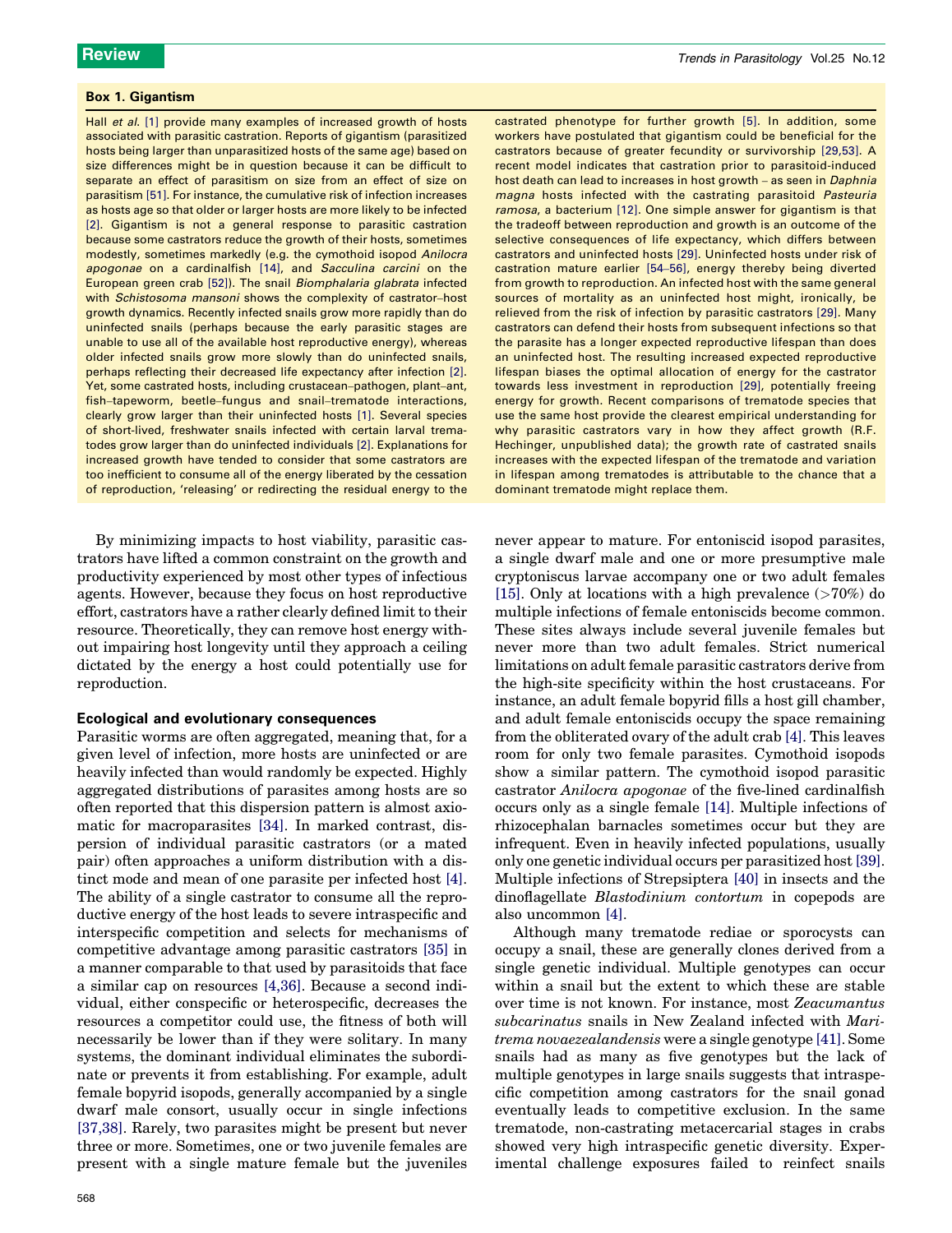### Box 1. Gigantism

Hall *et al.* [1] provide many examples of increased growth of hosts associated with parasitic castration. Reports of gigantism (parasitized hosts being larger than unparasitized hosts of the same age) based on size differences might be in question because it can be difficult to separate an effect of parasitism on size from an effect of size on parasitism [51]. For instance, the cumulative risk of infection increases as hosts age so that older or larger hosts are more likely to be infected [2]. Gigantism is not a general response to parasitic castration because some castrators reduce the growth of their hosts, sometimes modestly, sometimes markedly (e.g. the cymothoid isopod *Anilocra apogonae* on a cardinalfish [14], and *Sacculina carcini* on the European green crab [52]). The snail *Biomphalaria glabrata* infected with *Schistosoma mansoni* shows the complexity of castrator–host growth dynamics. Recently infected snails grow more rapidly than do uninfected snails (perhaps because the early parasitic stages are unable to use all of the available host reproductive energy), whereas older infected snails grow more slowly than do uninfected snails, perhaps reflecting their decreased life expectancy after infection [2]. Yet, some castrated hosts, including crustacean–pathogen, plant–ant, fish–tapeworm, beetle–fungus and snail–trematode interactions, clearly grow larger than their uninfected hosts [1]. Several species of short-lived, freshwater snails infected with certain larval trematodes grow larger than do uninfected individuals [2]. Explanations for increased growth have tended to consider that some castrators are too inefficient to consume all of the energy liberated by the cessation of reproduction, 'releasing' or redirecting the residual energy to the castrated phenotype for further growth [5]. In addition, some workers have postulated that gigantism could be beneficial for the castrators because of greater fecundity or survivorship [29,53]. A recent model indicates that castration prior to parasitoid-induced host death can lead to increases in host growth – as seen in *Daphnia magna* hosts infected with the castrating parasitoid *Pasteuria ramosa*, a bacterium [12]. One simple answer for gigantism is that the tradeoff between reproduction and growth is an outcome of the selective consequences of life expectancy, which differs between castrators and uninfected hosts [29]. Uninfected hosts under risk of castration mature earlier [54–56], energy thereby being diverted from growth to reproduction. An infected host with the same general sources of mortality as an uninfected host might, ironically, be relieved from the risk of infection by parasitic castrators [29]. Many castrators can defend their hosts from subsequent infections so that the parasite has a longer expected reproductive lifespan than does an uninfected host. The resulting increased expected reproductive lifespan biases the optimal allocation of energy for the castrator towards less investment in reproduction [29], potentially freeing energy for growth. Recent comparisons of trematode species that use the same host provide the clearest empirical understanding for why parasitic castrators vary in how they affect growth (R.F. Hechinger, unpublished data); the growth rate of castrated snails increases with the expected lifespan of the trematode and variation in lifespan among trematodes is attributable to the chance that a dominant trematode might replace them.

By minimizing impacts to host viability, parasitic castrators have lifted a common constraint on the growth and productivity experienced by most other types of infectious agents. However, because they focus on host reproductive effort, castrators have a rather clearly defined limit to their resource. Theoretically, they can remove host energy without impairing host longevity until they approach a ceiling dictated by the energy a host could potentially use for reproduction.

## Ecological and evolutionary consequences

Parasitic worms are often aggregated, meaning that, for a given level of infection, more hosts are uninfected or are heavily infected than would randomly be expected. Highly aggregated distributions of parasites among hosts are so often reported that this dispersion pattern is almost axiomatic for macroparasites [34]. In marked contrast, dispersion of individual parasitic castrators (or a mated pair) often approaches a uniform distribution with a distinct mode and mean of one parasite per infected host [4]. The ability of a single castrator to consume all the reproductive energy of the host leads to severe intraspecific and interspecific competition and selects for mechanisms of competitive advantage among parasitic castrators [35] in a manner comparable to that used by parasitoids that face a similar cap on resources [4,36]. Because a second individual, either conspecific or heterospecific, decreases the resources a competitor could use, the fitness of both will necessarily be lower than if they were solitary. In many systems, the dominant individual eliminates the subordinate or prevents it from establishing. For example, adult female bopyrid isopods, generally accompanied by a single dwarf male consort, usually occur in single infections [37,38]. Rarely, two parasites might be present but never three or more. Sometimes, one or two juvenile females are present with a single mature female but the juveniles never appear to mature. For entoniscid isopod parasites, a single dwarf male and one or more presumptive male cryptoniscus larvae accompany one or two adult females [15]. Only at locations with a high prevalence (>70%) do multiple infections of female entoniscids become common. These sites always include several juvenile females but never more than two adult females. Strict numerical limitations on adult female parasitic castrators derive from the high-site specificity within the host crustaceans. For instance, an adult female bopyrid fills a host gill chamber, and adult female entoniscids occupy the space remaining from the obliterated ovary of the adult crab [4]. This leaves room for only two female parasites. Cymothoid isopods show a similar pattern. The cymothoid isopod parasitic castrator *Anilocra apogonae* of the five-lined cardinalfish occurs only as a single female [14]. Multiple infections of rhizocephalan barnacles sometimes occur but they are infrequent. Even in heavily infected populations, usually only one genetic individual occurs per parasitized host [39]. Multiple infections of Strepsiptera [40] in insects and the dinoflagellate *Blastodinium contortum* in copepods are also uncommon [4].

Although many trematode rediae or sporocysts can occupy a snail, these are generally clones derived from a single genetic individual. Multiple genotypes can occur within a snail but the extent to which these are stable over time is not known. For instance, most *Zeacumantus subcarinatus* snails in New Zealand infected with *Maritrema novaezealandensis* were a single genotype [41]. Some snails had as many as five genotypes but the lack of multiple genotypes in large snails suggests that intraspecific competition among castrators for the snail gonad eventually leads to competitive exclusion. In the same trematode, non-castrating metacercarial stages in crabs showed very high intraspecific genetic diversity. Experimental challenge exposures failed to reinfect snails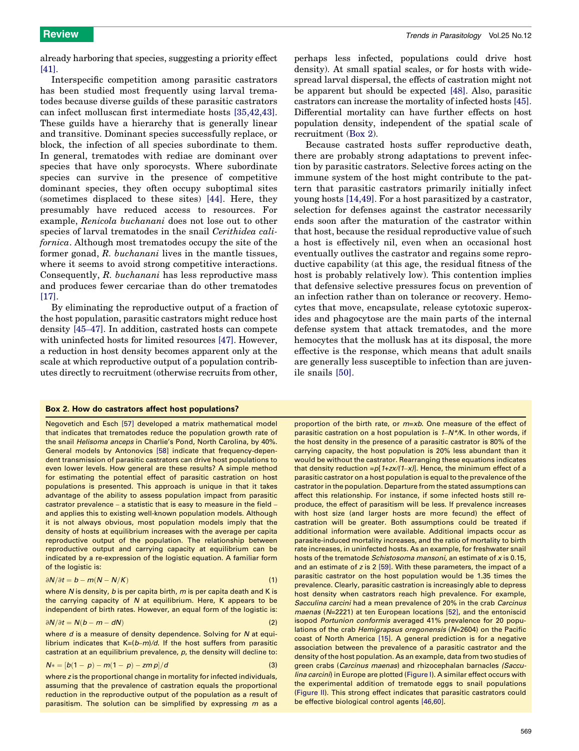already harboring that species, suggesting a priority effect [41].

Interspecific competition among parasitic castrators has been studied most frequently using larval trematodes because diverse guilds of these parasitic castrators can infect molluscan first intermediate hosts [35,42,43]. These guilds have a hierarchy that is generally linear and transitive. Dominant species successfully replace, or block, the infection of all species subordinate to them. In general, trematodes with rediae are dominant over species that have only sporocysts. Where subordinate species can survive in the presence of competitive dominant species, they often occupy suboptimal sites (sometimes displaced to these sites) [44]. Here, they presumably have reduced access to resources. For example, *Renicola buchanani* does not lose out to other species of larval trematodes in the snail *Cerithidea californica*. Although most trematodes occupy the site of the former gonad, *R. buchanani* lives in the mantle tissues, where it seems to avoid strong competitive interactions. Consequently, *R. buchanani* has less reproductive mass and produces fewer cercariae than do other trematodes [17].

By eliminating the reproductive output of a fraction of the host population, parasitic castrators might reduce host density [45–47]. In addition, castrated hosts can compete with uninfected hosts for limited resources [47]. However, a reduction in host density becomes apparent only at the scale at which reproductive output of a population contributes directly to recruitment (otherwise recruits from other, perhaps less infected, populations could drive host density). At small spatial scales, or for hosts with widespread larval dispersal, the effects of castration might not be apparent but should be expected [48]. Also, parasitic castrators can increase the mortality of infected hosts [45]. Differential mortality can have further effects on host population density, independent of the spatial scale of recruitment (Box 2).

Because castrated hosts suffer reproductive death, there are probably strong adaptations to prevent infection by parasitic castrators. Selective forces acting on the immune system of the host might contribute to the pattern that parasitic castrators primarily initially infect young hosts [14,49]. For a host parasitized by a castrator, selection for defenses against the castrator necessarily ends soon after the maturation of the castrator within that host, because the residual reproductive value of such a host is effectively nil, even when an occasional host eventually outlives the castrator and regains some reproductive capability (at this age, the residual fitness of the host is probably relatively low). This contention implies that defensive selective pressures focus on prevention of an infection rather than on tolerance or recovery. Hemocytes that move, encapsulate, release cytotoxic superoxides and phagocytose are the main parts of the internal defense system that attack trematodes, and the more hemocytes that the mollusk has at its disposal, the more effective is the response, which means that adult snails are generally less susceptible to infection than are juvenile snails [50].

**Box 2. How do castrators affect host populations?**

Negovetich and Esch [57] developed a matrix mathematical model that indicates that trematodes reduce the population growth rate of the snail *Helisoma anceps* in Charlie's Pond, North Carolina, by 40%. General models by Antonovics [58] indicate that frequency-dependent transmission of parasitic castrators can drive host populations to even lower levels. How general are these results? A simple method for estimating the potential effect of parasitic castration on host populations is presented. This approach is unique in that it takes advantage of the ability to assess population impact from parasitic castrator prevalence – a statistic that is easy to measure in the field – and applies this to existing well-known population models. Although it is not always obvious, most population models imply that the density of hosts at equilibrium increases with the average per capita reproductive output of the population. The relationship between reproductive output and carrying capacity at equilibrium can be indicated by a re-expression of the logistic equation. A familiar form of the logistic is:

$$\partial N/\partial t = b - m(N - N/K) \qquad (1)$$

where $N$ is density, $b$ is per capita birth, $m$ is per capita death and K is the carrying capacity of $N$ at equilibrium. Here, K appears to be independent of birth rates. However, an equal form of the logistic is:

$$\partial N/\partial t = N(b - m - dN) \qquad (2)$$

where $d$ is a measure of density dependence. Solving for $N$ at equilibrium indicates that $K=(b-m)/d$. If the host suffers from parasitic castration at an equilibrium prevalence, $p$, the density will decline to:

$$N* = [b(1 - p) - m(1 - p) - zm\,p]/d \qquad (3)$$

where $z$ is the proportional change in mortality for infected individuals, assuming that the prevalence of castration equals the proportional reduction in the reproductive output of the population as a result of parasitism. The solution can be simplified by expressing $m$ as a proportion of the birth rate, or $m=xb$. One measure of the effect of parasitic castration on a host population is $1-N^*/K$. In other words, if the host density in the presence of a parasitic castrator is 80% of the carrying capacity, the host population is 20% less abundant than it would be without the castrator. Rearranging these equations indicates that density reduction $=p[1+zx/(1-x)]$. Hence, the minimum effect of a parasitic castrator on a host population is equal to the prevalence of the castrator in the population. Departure from the stated assumptions can affect this relationship. For instance, if some infected hosts still reproduce, the effect of parasitism will be less. If prevalence increases with host size (and larger hosts are more fecund) the effect of castration will be greater. Both assumptions could be treated if additional information were available. Additional impacts occur as parasite-induced mortality increases, and the ratio of mortality to birth rate increases, in uninfected hosts. As an example, for freshwater snail hosts of the trematode *Schistosoma mansoni*, an estimate of $x$ is 0.15, and an estimate of $z$ is 2 [59]. With these parameters, the impact of a parasitic castrator on the host population would be 1.35 times the prevalence. Clearly, parasitic castration is increasingly able to depress host density when castrators reach high prevalence. For example, *Sacculina carcini* had a mean prevalence of 20% in the crab *Carcinus maenas* ($N$=2221) at ten European locations [52], and the entoniscid isopod *Portunion conformis* averaged 41% prevalence for 20 populations of the crab *Hemigrapsus oregonensis* ($N$=2604) on the Pacific coast of North America [15]. A general prediction is for a negative association between the prevalence of a parasitic castrator and the density of the host population. As an example, data from two studies of green crabs (*Carcinus maenas*) and rhizocephalan barnacles (*Sacculina carcini*) in Europe are plotted (Figure I). A similar effect occurs with the experimental addition of trematode eggs to snail populations (Figure II). This strong effect indicates that parasitic castrators could be effective biological control agents [46,60].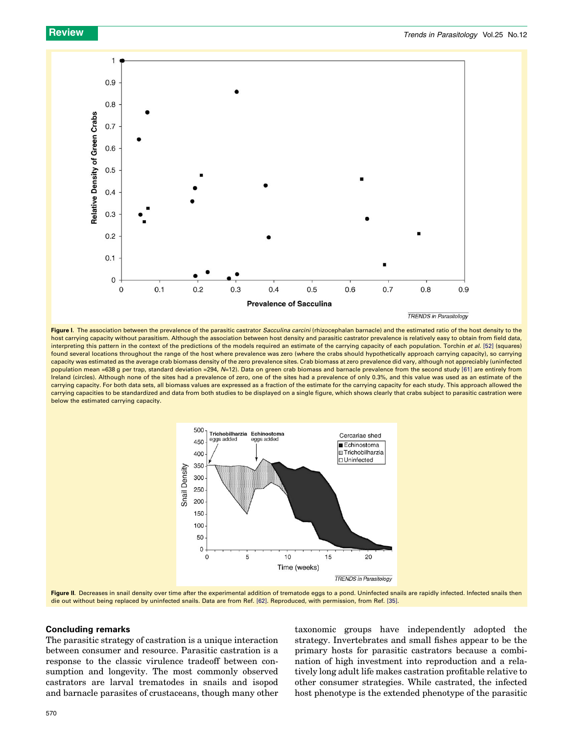Figure I. The association between the prevalence of the parasitic castrator *Sacculina carcini* (rhizocephalan barnacle) and the estimated ratio of the host density to the host carrying capacity without parasitism. Although the association between host density and parasitic castrator prevalence is relatively easy to obtain from field data, interpreting this pattern in the context of the predictions of the models required an estimate of the carrying capacity of each population. Torchin *et al.* [52] (squares) found several locations throughout the range of the host where prevalence was zero (where the crabs should hypothetically approach carrying capacity), so carrying capacity was estimated as the average crab biomass density of the zero prevalence sites. Crab biomass at zero prevalence did vary, although not appreciably (uninfected population mean =638 g per trap, standard deviation =294, $N$=12). Data on green crab biomass and barnacle prevalence from the second study [61] are entirely from Ireland (circles). Although none of the sites had a prevalence of zero, one of the sites had a prevalence of only 0.3%, and this value was used as an estimate of the carrying capacity. For both data sets, all biomass values are expressed as a fraction of the estimate for the carrying capacity for each study. This approach allowed the carrying capacities to be standardized and data from both studies to be displayed on a single figure, which shows clearly that crabs subject to parasitic castration were below the estimated carrying capacity.

Figure II. Decreases in snail density over time after the experimental addition of trematode eggs to a pond. Uninfected snails are rapidly infected. Infected snails then die out without being replaced by uninfected snails. Data are from Ref. [62]. Reproduced, with permission, from Ref. [35].

## Concluding remarks

The parasitic strategy of castration is a unique interaction between consumer and resource. Parasitic castration is a response to the classic virulence tradeoff between consumption and longevity. The most commonly observed castrators are larval trematodes in snails and isopod and barnacle parasites of crustaceans, though many other taxonomic groups have independently adopted the strategy. Invertebrates and small fishes appear to be the primary hosts for parasitic castrators because a combination of high investment into reproduction and a relatively long adult life makes castration profitable relative to other consumer strategies. While castrated, the infected host phenotype is the extended phenotype of the parasitic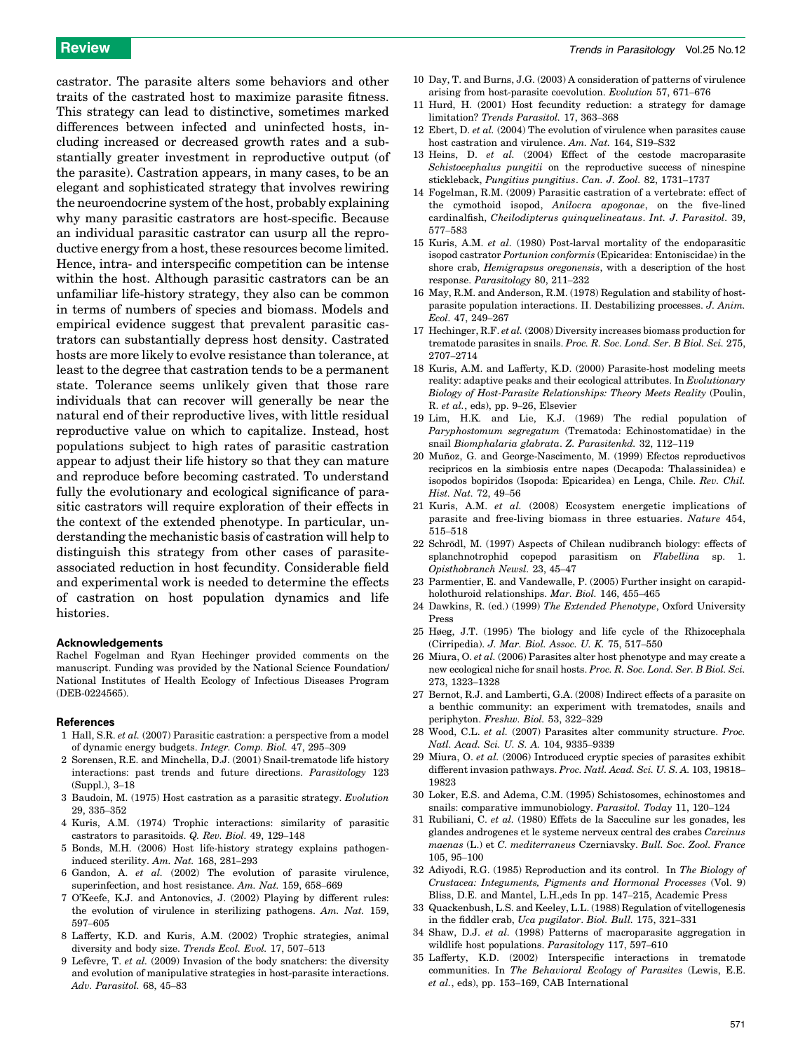castrator. The parasite alters some behaviors and other traits of the castrated host to maximize parasite fitness. This strategy can lead to distinctive, sometimes marked differences between infected and uninfected hosts, including increased or decreased growth rates and a substantially greater investment in reproductive output (of the parasite). Castration appears, in many cases, to be an elegant and sophisticated strategy that involves rewiring the neuroendocrine system of the host, probably explaining why many parasitic castrators are host-specific. Because an individual parasitic castrator can usurp all the reproductive energy from a host, these resources become limited. Hence, intra- and interspecific competition can be intense within the host. Although parasitic castrators can be an unfamiliar life-history strategy, they also can be common in terms of numbers of species and biomass. Models and empirical evidence suggest that prevalent parasitic castrators can substantially depress host density. Castrated hosts are more likely to evolve resistance than tolerance, at least to the degree that castration tends to be a permanent state. Tolerance seems unlikely given that those rare individuals that can recover will generally be near the natural end of their reproductive lives, with little residual reproductive value on which to capitalize. Instead, host populations subject to high rates of parasitic castration appear to adjust their life history so that they can mature and reproduce before becoming castrated. To understand fully the evolutionary and ecological significance of parasitic castrators will require exploration of their effects in the context of the extended phenotype. In particular, understanding the mechanistic basis of castration will help to distinguish this strategy from other cases of parasite-associated reduction in host fecundity. Considerable field and experimental work is needed to determine the effects of castration on host population dynamics and life histories.

## Acknowledgements

Rachel Fogelman and Ryan Hechinger provided comments on the manuscript. Funding was provided by the National Science Foundation/National Institutes of Health Ecology of Infectious Diseases Program (DEB-0224565).

## References

1 Hall, S.R. *et al.* (2007) Parasitic castration: a perspective from a model of dynamic energy budgets. *Integr. Comp. Biol.* 47, 295–309

2 Sorensen, R.E. and Minchella, D.J. (2001) Snail-trematode life history interactions: past trends and future directions. *Parasitology* 123 (Suppl.), 3–18

3 Baudoin, M. (1975) Host castration as a parasitic strategy. *Evolution* 29, 335–352

4 Kuris, A.M. (1974) Trophic interactions: similarity of parasitic castrators to parasitoids. *Q. Rev. Biol.* 49, 129–148

5 Bonds, M.H. (2006) Host life-history strategy explains pathogen-induced sterility. *Am. Nat.* 168, 281–293

6 Gandon, A. *et al.* (2002) The evolution of parasite virulence, superinfection, and host resistance. *Am. Nat.* 159, 658–669

7 O'Keefe, K.J. and Antonovics, J. (2002) Playing by different rules: the evolution of virulence in sterilizing pathogens. *Am. Nat.* 159, 597–605

8 Lafferty, K.D. and Kuris, A.M. (2002) Trophic strategies, animal diversity and body size. *Trends Ecol. Evol.* 17, 507–513

9 Lefèvre, T. *et al.* (2009) Invasion of the body snatchers: the diversity and evolution of manipulative strategies in host-parasite interactions. *Adv. Parasitol.* 68, 45–83

10 Day, T. and Burns, J.G. (2003) A consideration of patterns of virulence arising from host-parasite coevolution. *Evolution* 57, 671–676

11 Hurd, H. (2001) Host fecundity reduction: a strategy for damage limitation? *Trends Parasitol.* 17, 363–368

12 Ebert, D. *et al.* (2004) The evolution of virulence when parasites cause host castration and virulence. *Am. Nat.* 164, S19–S32

13 Heins, D. *et al.* (2004) Effect of the cestode macroparasite *Schistocephalus pungitii* on the reproductive success of ninespine stickleback, *Pungitius pungitius*. *Can. J. Zool.* 82, 1731–1737

14 Fogelman, R.M. (2009) Parasitic castration of a vertebrate: effect of the cymothoid isopod, *Anilocra apogonae*, on the five-lined cardinalfish, *Cheilodipterus quinquelineataus*. *Int. J. Parasitol.* 39, 577–583

15 Kuris, A.M. *et al.* (1980) Post-larval mortality of the endoparasitic isopod castrator *Portunion conformis* (Epicaridea: Entoniscidae) in the shore crab, *Hemigrapsus oregonensis*, with a description of the host response. *Parasitology* 80, 211–232

16 May, R.M. and Anderson, R.M. (1978) Regulation and stability of host-parasite population interactions. II. Destabilizing processes. *J. Anim. Ecol.* 47, 249–267

17 Hechinger, R.F. *et al.* (2008) Diversity increases biomass production for trematode parasites in snails. *Proc. R. Soc. Lond. Ser. B Biol. Sci.* 275, 2707–2714

18 Kuris, A.M. and Lafferty, K.D. (2000) Parasite-host modeling meets reality: adaptive peaks and their ecological attributes. In *Evolutionary Biology of Host-Parasite Relationships: Theory Meets Reality* (Poulin, R. *et al.*, eds), pp. 9–26, Elsevier

19 Lim, H.K. and Lie, K.J. (1969) The redial population of *Paryphostomum segregatum* (Trematoda: Echinostomatidae) in the snail *Biomphalaria glabrata*. *Z. Parasitenkd.* 32, 112–119

20 Muñoz, G. and George-Nascimento, M. (1999) Efectos reproductivos recipricos en la simbiosis entre napes (Decapoda: Thalassinidea) e isopodos bopiridos (Isopoda: Epicaridea) en Lenga, Chile. *Rev. Chil. Hist. Nat.* 72, 49–56

21 Kuris, A.M. *et al.* (2008) Ecosystem energetic implications of parasite and free-living biomass in three estuaries. *Nature* 454, 515–518

22 Schrödl, M. (1997) Aspects of Chilean nudibranch biology: effects of splanchnotrophid copepod parasitism on *Flabellina* sp. 1. *Opisthobranch Newsl.* 23, 45–47

23 Parmentier, E. and Vandewalle, P. (2005) Further insight on carapid-holothuroid relationships. *Mar. Biol.* 146, 455–465

24 Dawkins, R. (ed.) (1999) *The Extended Phenotype*, Oxford University Press

25 Høeg, J.T. (1995) The biology and life cycle of the Rhizocephala (Cirripedia). *J. Mar. Biol. Assoc. U. K.* 75, 517–550

26 Miura, O. *et al.* (2006) Parasites alter host phenotype and may create a new ecological niche for small hosts. *Proc. R. Soc. Lond. Ser. B Biol. Sci.* 273, 1323–1328

27 Bernot, R.J. and Lamberti, G.A. (2008) Indirect effects of a parasite on a benthic community: an experiment with trematodes, snails and periphyton. *Freshw. Biol.* 53, 322–329

28 Wood, C.L. *et al.* (2007) Parasites alter community structure. *Proc. Natl. Acad. Sci. U. S. A.* 104, 9335–9339

29 Miura, O. *et al.* (2006) Introduced cryptic species of parasites exhibit different invasion pathways. *Proc. Natl. Acad. Sci. U. S. A.* 103, 19818–19823

30 Loker, E.S. and Adema, C.M. (1995) Schistosomes, echinostomes and snails: comparative immunobiology. *Parasitol. Today* 11, 120–124

31 Rubiliani, C. *et al.* (1980) Effets de la Sacculine sur les gonades, les glandes androgenes et le systeme nerveux central des crabes *Carcinus maenas* (L.) et *C. mediterraneus* Czerniavsky. *Bull. Soc. Zool. France* 105, 95–100

32 Adiyodi, R.G. (1985) Reproduction and its control. In *The Biology of Crustacea: Integuments, Pigments and Hormonal Processes* (Vol. 9) Bliss, D.E. and Mantel, L.H.,eds In pp. 147–215, Academic Press

33 Quackenbush, L.S. and Keeley, L.L. (1988) Regulation of vitellogenesis in the fiddler crab, *Uca pugilator*. *Biol. Bull.* 175, 321–331

34 Shaw, D.J. *et al.* (1998) Patterns of macroparasite aggregation in wildlife host populations. *Parasitology* 117, 597–610

35 Lafferty, K.D. (2002) Interspecific interactions in trematode communities. In *The Behavioral Ecology of Parasites* (Lewis, E.E. *et al.*, eds), pp. 153–169, CAB International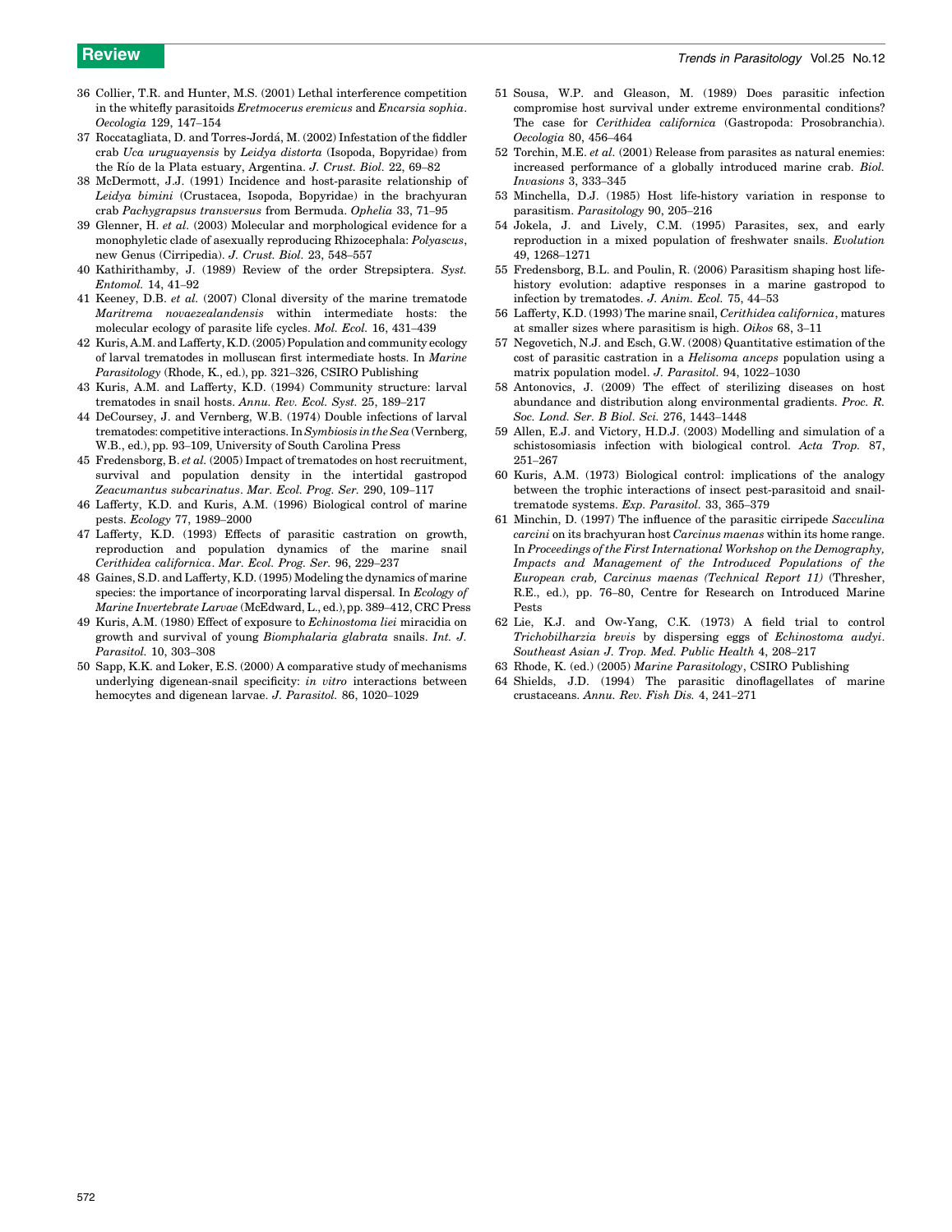36 Collier, T.R. and Hunter, M.S. (2001) Lethal interference competition in the whitefly parasitoids *Eretmocerus eremicus* and *Encarsia sophia*. *Oecologia* 129, 147–154

37 Roccatagliata, D. and Torres-Jordá, M. (2002) Infestation of the fiddler crab *Uca uruguayensis* by *Leidya distorta* (Isopoda, Bopyridae) from the Río de la Plata estuary, Argentina. *J. Crust. Biol.* 22, 69–82

38 McDermott, J.J. (1991) Incidence and host-parasite relationship of *Leidya bimini* (Crustacea, Isopoda, Bopyridae) in the brachyuran crab *Pachygrapsus transversus* from Bermuda. *Ophelia* 33, 71–95

39 Glenner, H. *et al.* (2003) Molecular and morphological evidence for a monophyletic clade of asexually reproducing Rhizocephala: *Polyascus*, new Genus (Cirripedia). *J. Crust. Biol.* 23, 548–557

40 Kathirithamby, J. (1989) Review of the order Strepsiptera. *Syst. Entomol.* 14, 41–92

41 Keeney, D.B. *et al.* (2007) Clonal diversity of the marine trematode *Maritrema novaezealandensis* within intermediate hosts: the molecular ecology of parasite life cycles. *Mol. Ecol.* 16, 431–439

42 Kuris, A.M. and Lafferty, K.D. (2005) Population and community ecology of larval trematodes in molluscan first intermediate hosts. In *Marine Parasitology* (Rhode, K., ed.), pp. 321–326, CSIRO Publishing

43 Kuris, A.M. and Lafferty, K.D. (1994) Community structure: larval trematodes in snail hosts. *Annu. Rev. Ecol. Syst.* 25, 189–217

44 DeCoursey, J. and Vernberg, W.B. (1974) Double infections of larval trematodes: competitive interactions. In *Symbiosis in the Sea* (Vernberg, W.B., ed.), pp. 93–109, University of South Carolina Press

45 Fredensborg, B. *et al.* (2005) Impact of trematodes on host recruitment, survival and population density in the intertidal gastropod *Zeacumantus subcarinatus*. *Mar. Ecol. Prog. Ser.* 290, 109–117

46 Lafferty, K.D. and Kuris, A.M. (1996) Biological control of marine pests. *Ecology* 77, 1989–2000

47 Lafferty, K.D. (1993) Effects of parasitic castration on growth, reproduction and population dynamics of the marine snail *Cerithidea californica*. *Mar. Ecol. Prog. Ser.* 96, 229–237

48 Gaines, S.D. and Lafferty, K.D. (1995) Modeling the dynamics of marine species: the importance of incorporating larval dispersal. In *Ecology of Marine Invertebrate Larvae* (McEdward, L., ed.), pp. 389–412, CRC Press

49 Kuris, A.M. (1980) Effect of exposure to *Echinostoma liei* miracidia on growth and survival of young *Biomphalaria glabrata* snails. *Int. J. Parasitol.* 10, 303–308

50 Sapp, K.K. and Loker, E.S. (2000) A comparative study of mechanisms underlying digenean-snail specificity: *in vitro* interactions between hemocytes and digenean larvae. *J. Parasitol.* 86, 1020–1029

51 Sousa, W.P. and Gleason, M. (1989) Does parasitic infection compromise host survival under extreme environmental conditions? The case for *Cerithidea californica* (Gastropoda: Prosobranchia). *Oecologia* 80, 456–464

52 Torchin, M.E. *et al.* (2001) Release from parasites as natural enemies: increased performance of a globally introduced marine crab. *Biol. Invasions* 3, 333–345

53 Minchella, D.J. (1985) Host life-history variation in response to parasitism. *Parasitology* 90, 205–216

54 Jokela, J. and Lively, C.M. (1995) Parasites, sex, and early reproduction in a mixed population of freshwater snails. *Evolution* 49, 1268–1271

55 Fredensborg, B.L. and Poulin, R. (2006) Parasitism shaping host life-history evolution: adaptive responses in a marine gastropod to infection by trematodes. *J. Anim. Ecol.* 75, 44–53

56 Lafferty, K.D. (1993) The marine snail, *Cerithidea californica*, matures at smaller sizes where parasitism is high. *Oikos* 68, 3–11

57 Negovetich, N.J. and Esch, G.W. (2008) Quantitative estimation of the cost of parasitic castration in a *Helisoma anceps* population using a matrix population model. *J. Parasitol.* 94, 1022–1030

58 Antonovics, J. (2009) The effect of sterilizing diseases on host abundance and distribution along environmental gradients. *Proc. R. Soc. Lond. Ser. B Biol. Sci.* 276, 1443–1448

59 Allen, E.J. and Victory, H.D.J. (2003) Modelling and simulation of a schistosomiasis infection with biological control. *Acta Trop.* 87, 251–267

60 Kuris, A.M. (1973) Biological control: implications of the analogy between the trophic interactions of insect pest-parasitoid and snail-trematode systems. *Exp. Parasitol.* 33, 365–379

61 Minchin, D. (1997) The influence of the parasitic cirripede *Sacculina carcini* on its brachyuran host *Carcinus maenas* within its home range. In *Proceedings of the First International Workshop on the Demography, Impacts and Management of the Introduced Populations of the European crab, Carcinus maenas (Technical Report 11)* (Thresher, R.E., ed.), pp. 76–80, Centre for Research on Introduced Marine Pests

62 Lie, K.J. and Ow-Yang, C.K. (1973) A field trial to control *Trichobilharzia brevis* by dispersing eggs of *Echinostoma audyi*. *Southeast Asian J. Trop. Med. Public Health* 4, 208–217

63 Rhode, K. (ed.) (2005) *Marine Parasitology*, CSIRO Publishing

64 Shields, J.D. (1994) The parasitic dinoflagellates of marine crustaceans. *Annu. Rev. Fish Dis.* 4, 241–271